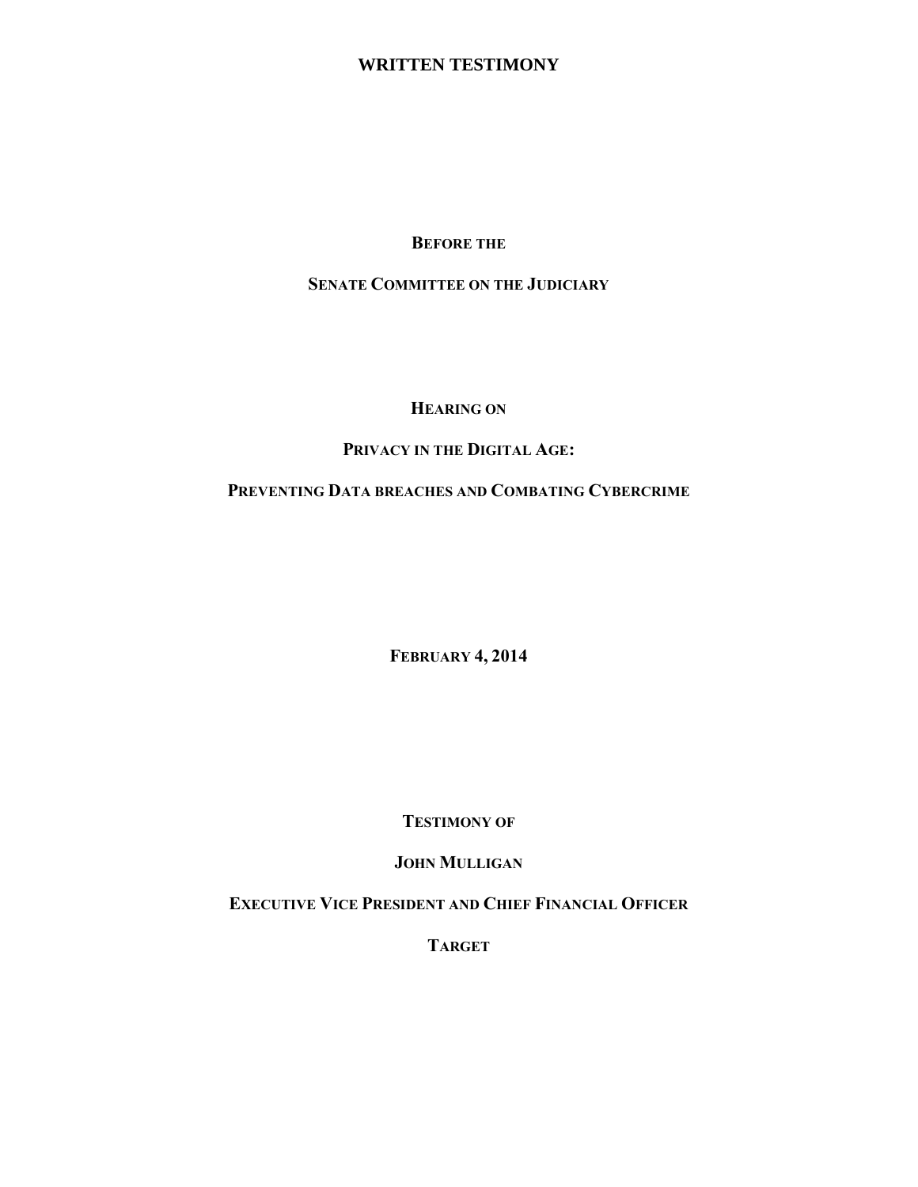# WRITTEN TESTIMONY

**BEFORE THE**

**SENATE COMMITTEE ON THE JUDICIARY**

**HEARING ON**

**PRIVACY IN THE DIGITAL AGE:**

**PREVENTING DATA BREACHES AND COMBATING CYBERCRIME**

**FEBRUARY 4, 2014**

**TESTIMONY OF**

**JOHN MULLIGAN**

**EXECUTIVE VICE PRESIDENT AND CHIEF FINANCIAL OFFICER**

**TARGET**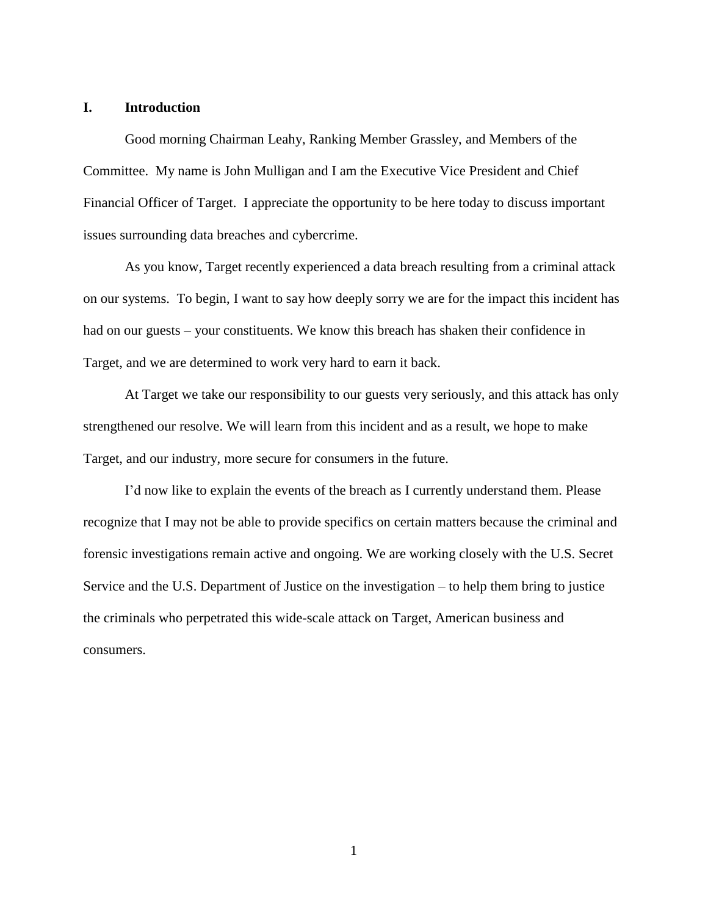## I. Introduction

Good morning Chairman Leahy, Ranking Member Grassley, and Members of the Committee. My name is John Mulligan and I am the Executive Vice President and Chief Financial Officer of Target. I appreciate the opportunity to be here today to discuss important issues surrounding data breaches and cybercrime.

As you know, Target recently experienced a data breach resulting from a criminal attack on our systems. To begin, I want to say how deeply sorry we are for the impact this incident has had on our guests – your constituents. We know this breach has shaken their confidence in Target, and we are determined to work very hard to earn it back.

At Target we take our responsibility to our guests very seriously, and this attack has only strengthened our resolve. We will learn from this incident and as a result, we hope to make Target, and our industry, more secure for consumers in the future.

I'd now like to explain the events of the breach as I currently understand them. Please recognize that I may not be able to provide specifics on certain matters because the criminal and forensic investigations remain active and ongoing. We are working closely with the U.S. Secret Service and the U.S. Department of Justice on the investigation – to help them bring to justice the criminals who perpetrated this wide-scale attack on Target, American business and consumers.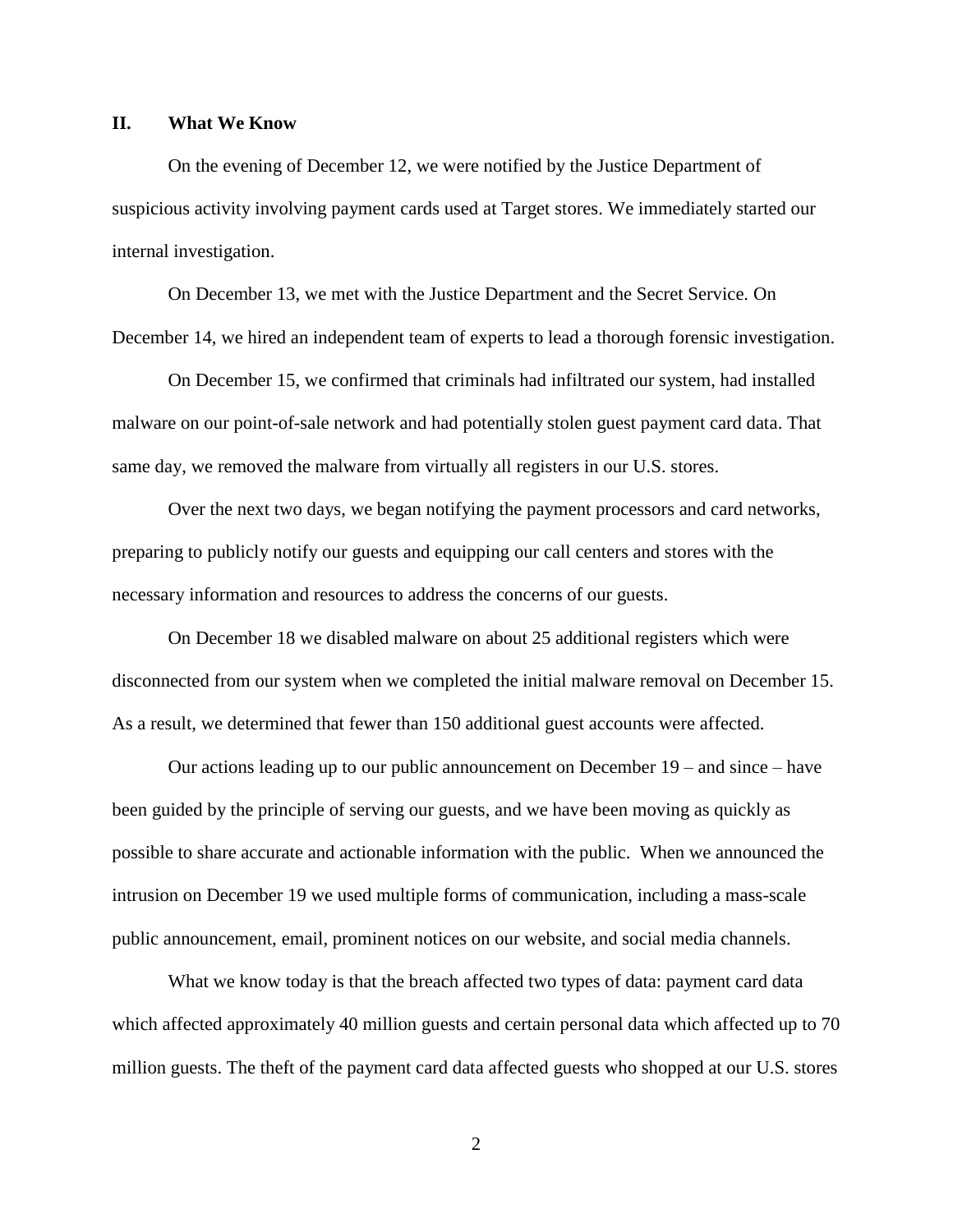## II. What We Know

On the evening of December 12, we were notified by the Justice Department of suspicious activity involving payment cards used at Target stores. We immediately started our internal investigation.

On December 13, we met with the Justice Department and the Secret Service. On December 14, we hired an independent team of experts to lead a thorough forensic investigation.

On December 15, we confirmed that criminals had infiltrated our system, had installed malware on our point-of-sale network and had potentially stolen guest payment card data. That same day, we removed the malware from virtually all registers in our U.S. stores.

Over the next two days, we began notifying the payment processors and card networks, preparing to publicly notify our guests and equipping our call centers and stores with the necessary information and resources to address the concerns of our guests.

On December 18 we disabled malware on about 25 additional registers which were disconnected from our system when we completed the initial malware removal on December 15. As a result, we determined that fewer than 150 additional guest accounts were affected.

Our actions leading up to our public announcement on December 19 – and since – have been guided by the principle of serving our guests, and we have been moving as quickly as possible to share accurate and actionable information with the public. When we announced the intrusion on December 19 we used multiple forms of communication, including a mass-scale public announcement, email, prominent notices on our website, and social media channels.

What we know today is that the breach affected two types of data: payment card data which affected approximately 40 million guests and certain personal data which affected up to 70 million guests. The theft of the payment card data affected guests who shopped at our U.S. stores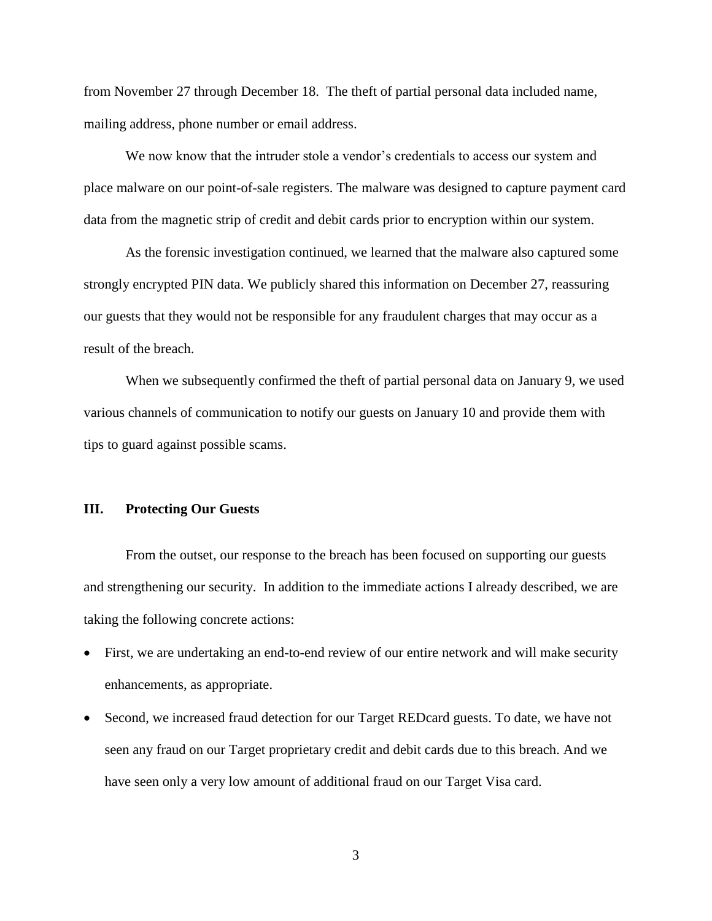from November 27 through December 18. The theft of partial personal data included name, mailing address, phone number or email address.

We now know that the intruder stole a vendor's credentials to access our system and place malware on our point-of-sale registers. The malware was designed to capture payment card data from the magnetic strip of credit and debit cards prior to encryption within our system.

As the forensic investigation continued, we learned that the malware also captured some strongly encrypted PIN data. We publicly shared this information on December 27, reassuring our guests that they would not be responsible for any fraudulent charges that may occur as a result of the breach.

When we subsequently confirmed the theft of partial personal data on January 9, we used various channels of communication to notify our guests on January 10 and provide them with tips to guard against possible scams.

## III. Protecting Our Guests

From the outset, our response to the breach has been focused on supporting our guests and strengthening our security. In addition to the immediate actions I already described, we are taking the following concrete actions:

- First, we are undertaking an end-to-end review of our entire network and will make security enhancements, as appropriate.
- Second, we increased fraud detection for our Target REDcard guests. To date, we have not seen any fraud on our Target proprietary credit and debit cards due to this breach. And we have seen only a very low amount of additional fraud on our Target Visa card.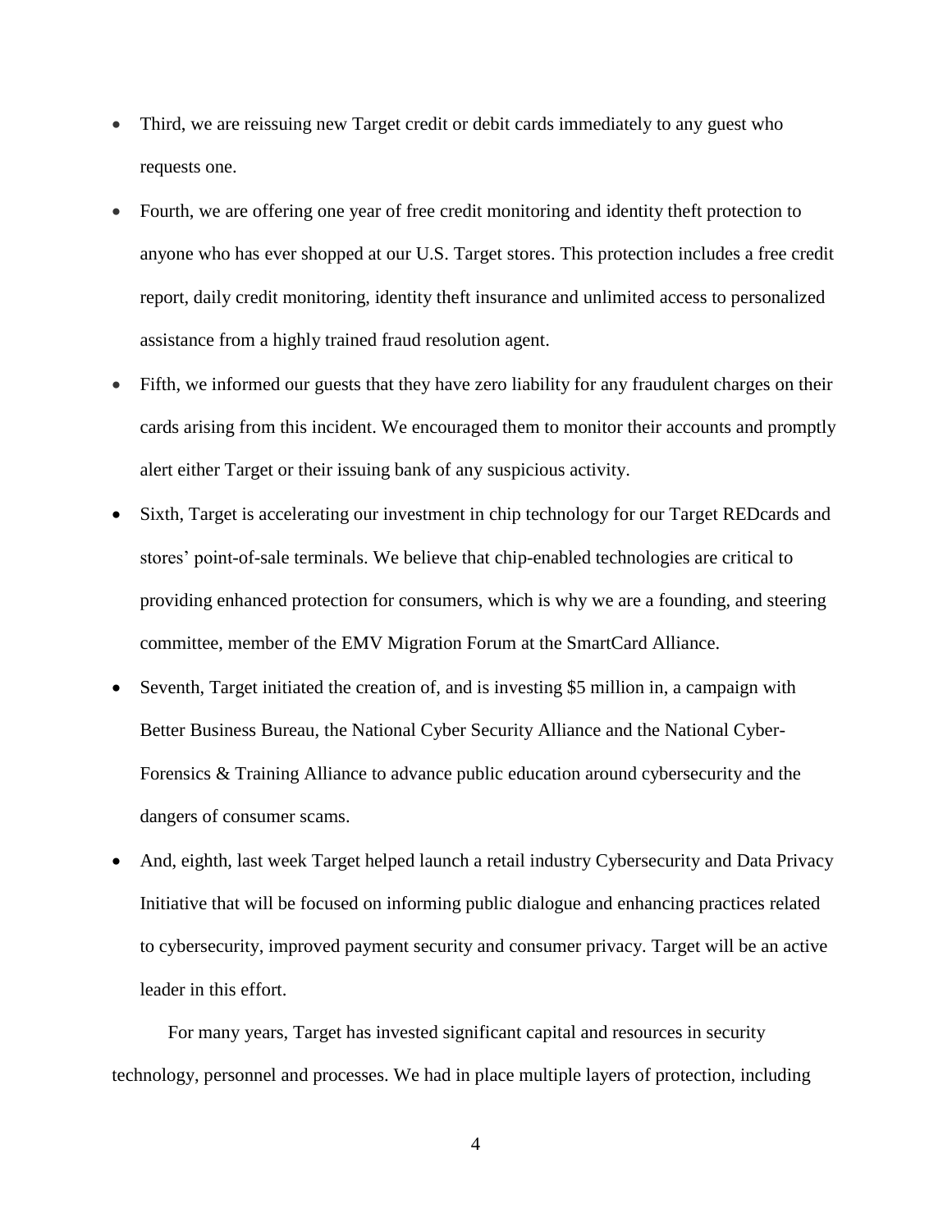- Third, we are reissuing new Target credit or debit cards immediately to any guest who requests one.
- Fourth, we are offering one year of free credit monitoring and identity theft protection to anyone who has ever shopped at our U.S. Target stores. This protection includes a free credit report, daily credit monitoring, identity theft insurance and unlimited access to personalized assistance from a highly trained fraud resolution agent.
- Fifth, we informed our guests that they have zero liability for any fraudulent charges on their cards arising from this incident. We encouraged them to monitor their accounts and promptly alert either Target or their issuing bank of any suspicious activity.
- Sixth, Target is accelerating our investment in chip technology for our Target REDcards and stores' point-of-sale terminals. We believe that chip-enabled technologies are critical to providing enhanced protection for consumers, which is why we are a founding, and steering committee, member of the EMV Migration Forum at the SmartCard Alliance.
- Seventh, Target initiated the creation of, and is investing $5 million in, a campaign with Better Business Bureau, the National Cyber Security Alliance and the National Cyber-Forensics & Training Alliance to advance public education around cybersecurity and the dangers of consumer scams.
- And, eighth, last week Target helped launch a retail industry Cybersecurity and Data Privacy Initiative that will be focused on informing public dialogue and enhancing practices related to cybersecurity, improved payment security and consumer privacy. Target will be an active leader in this effort.

For many years, Target has invested significant capital and resources in security technology, personnel and processes. We had in place multiple layers of protection, including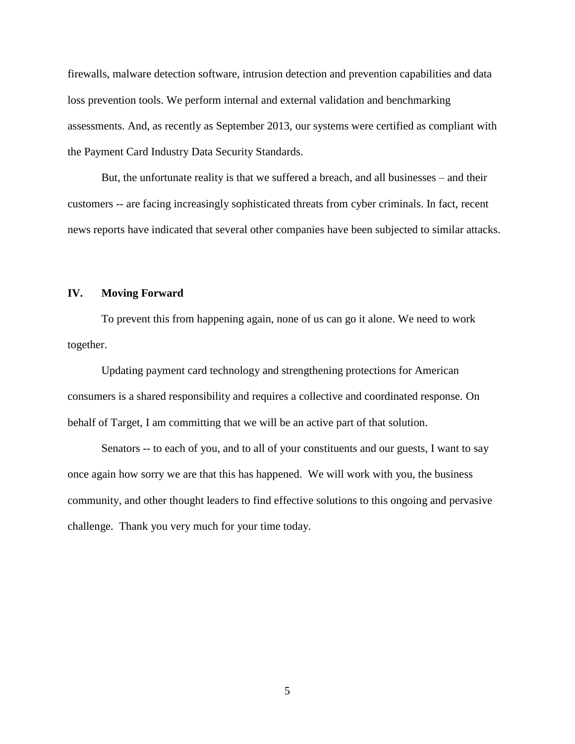firewalls, malware detection software, intrusion detection and prevention capabilities and data loss prevention tools. We perform internal and external validation and benchmarking assessments. And, as recently as September 2013, our systems were certified as compliant with the Payment Card Industry Data Security Standards.

But, the unfortunate reality is that we suffered a breach, and all businesses – and their customers -- are facing increasingly sophisticated threats from cyber criminals. In fact, recent news reports have indicated that several other companies have been subjected to similar attacks.

## IV. Moving Forward

To prevent this from happening again, none of us can go it alone. We need to work together.

Updating payment card technology and strengthening protections for American consumers is a shared responsibility and requires a collective and coordinated response. On behalf of Target, I am committing that we will be an active part of that solution.

Senators -- to each of you, and to all of your constituents and our guests, I want to say once again how sorry we are that this has happened. We will work with you, the business community, and other thought leaders to find effective solutions to this ongoing and pervasive challenge. Thank you very much for your time today.